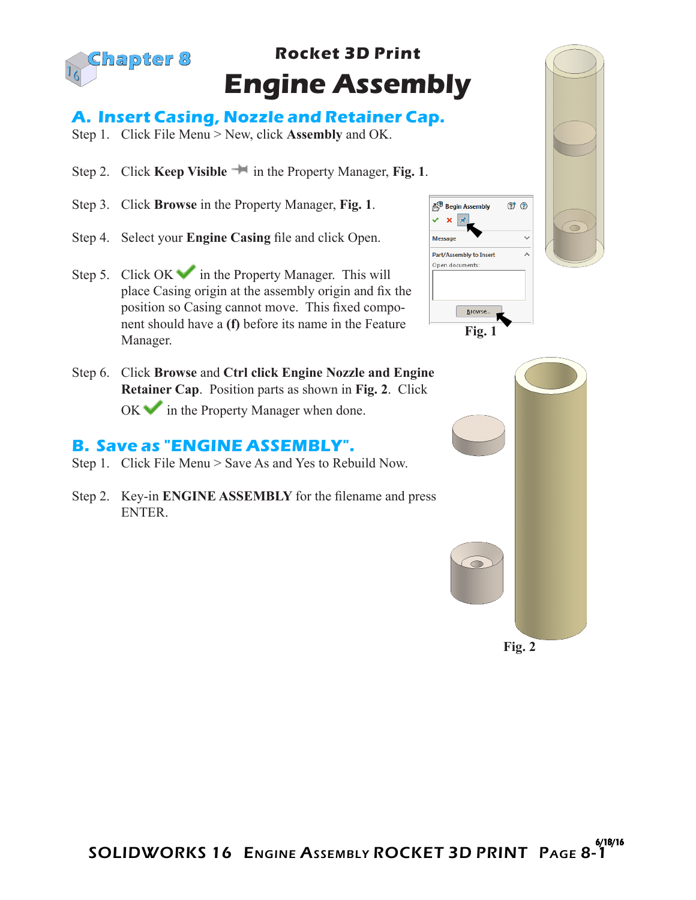# Chapter 8

## Rocket 3D Print

# Engine Assembly

## A. Insert Casing, Nozzle and Retainer Cap.

Step 1. Click File Menu > New, click **Assembly** and OK.

Step 2. Click **Keep Visible** in the Property Manager, **Fig. 1**.

Step 3. Click **Browse** in the Property Manager, **Fig. 1**.

Step 4. Select your **Engine Casing** file and click Open.

Step 5. Click OK in the Property Manager. This will place Casing origin at the assembly origin and fix the position so Casing cannot move. This fixed component should have a **(f)** before its name in the Feature Manager.

**Fig. 1**

Step 6. Click **Browse** and **Ctrl click Engine Nozzle and Engine Retainer Cap**. Position parts as shown in **Fig. 2**. Click OK in the Property Manager when done.

## B. Save as "ENGINE ASSEMBLY".

Step 1. Click File Menu > Save As and Yes to Rebuild Now.

Step 2. Key-in **ENGINE ASSEMBLY** for the filename and press ENTER.

**Fig. 2**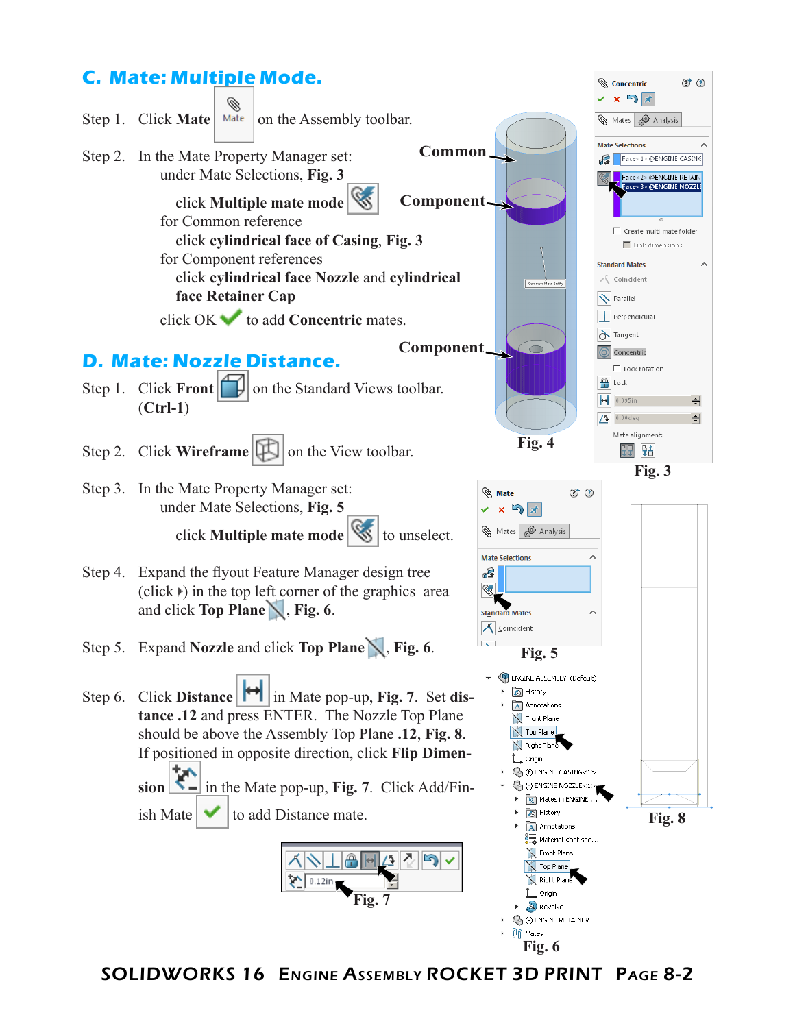## C. Mate: Multiple Mode.

Step 1. Click **Mate** on the Assembly toolbar.

Step 2. In the Mate Property Manager set:
under Mate Selections, **Fig. 3**

click **Multiple mate mode**
for Common reference
click **cylindrical face of Casing**, **Fig. 3**
for Component references
click **cylindrical face Nozzle** and **cylindrical face Retainer Cap**

click OK to add **Concentric** mates.

Fig. 4

Fig. 3

## D. Mate: Nozzle Distance.

Step 1. Click **Front** on the Standard Views toolbar. (**Ctrl-1**)

Step 2. Click **Wireframe** on the View toolbar.

Step 3. In the Mate Property Manager set:
under Mate Selections, **Fig. 5**

click **Multiple mate mode** to unselect.

Step 4. Expand the flyout Feature Manager design tree (click ▸) in the top left corner of the graphics area and click **Top Plane**, **Fig. 6**.

Step 5. Expand **Nozzle** and click **Top Plane**, **Fig. 6**.

Step 6. Click **Distance** in Mate pop-up, **Fig. 7**. Set **distance .12** and press ENTER. The Nozzle Top Plane should be above the Assembly Top Plane **.12**, **Fig. 8**. If positioned in opposite direction, click **Flip Dimension** in the Mate pop-up, **Fig. 7**. Click Add/Finish Mate to add Distance mate.

Fig. 5

Fig. 8

Fig. 7

Fig. 6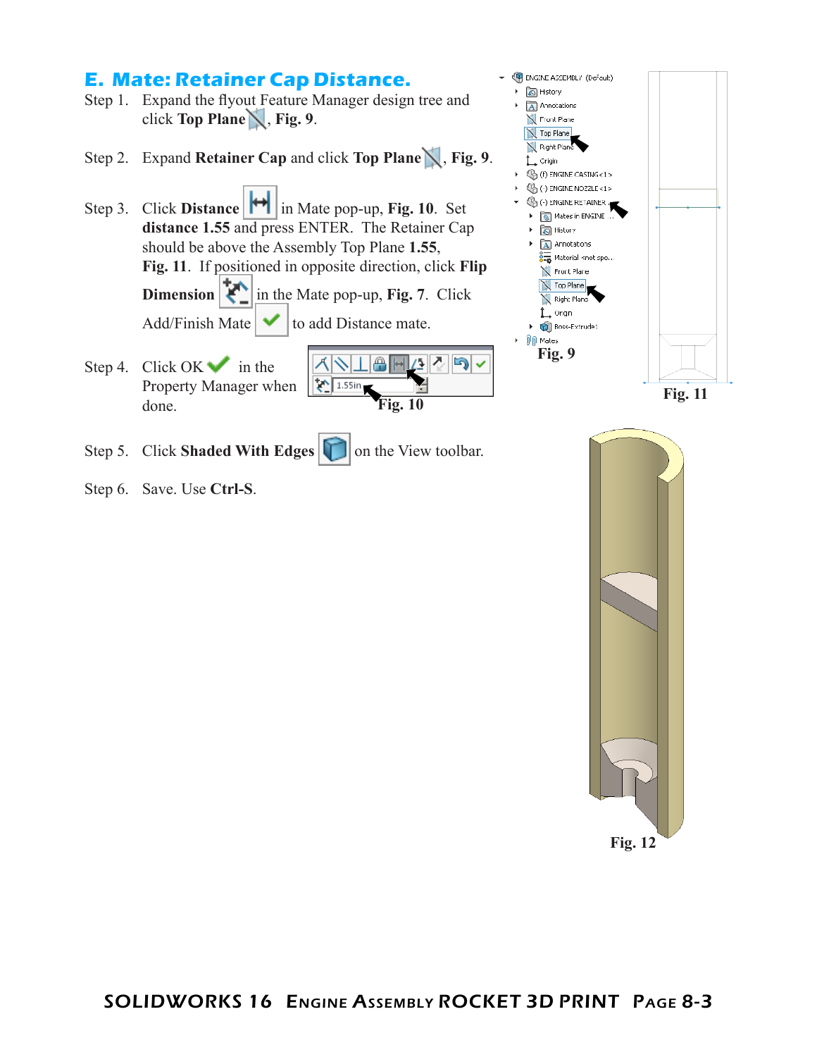## E. Mate: Retainer Cap Distance.

Step 1. Expand the flyout Feature Manager design tree and click **Top Plane**, **Fig. 9**.

Step 2. Expand **Retainer Cap** and click **Top Plane**, **Fig. 9**.

Step 3. Click **Distance** in Mate pop-up, **Fig. 10**. Set **distance 1.55** and press ENTER. The Retainer Cap should be above the Assembly Top Plane **1.55**, **Fig. 11**. If positioned in opposite direction, click **Flip Dimension** in the Mate pop-up, **Fig. 7**. Click Add/Finish Mate to add Distance mate.

Step 4. Click OK in the Property Manager when done.

Step 5. Click **Shaded With Edges** on the View toolbar.

Step 6. Save. Use **Ctrl-S**.

ENGINE ASSEMBLY (Default)
History
Annotations
Front Plane
Top Plane
Right Plane
Origin
(f) ENGINE CASTING<1>
( ) ENGINE NOZZLE<1>
(-) ENGINE RETAINER...
Mates in ENGINE ...
History
Annotations
Material <not spe...
Front Plane
Top Plane
Right Plane
Origin
Boss-Extrude1
Mates

**Fig. 9**

1.55in

**Fig. 10**

**Fig. 11**

**Fig. 12**